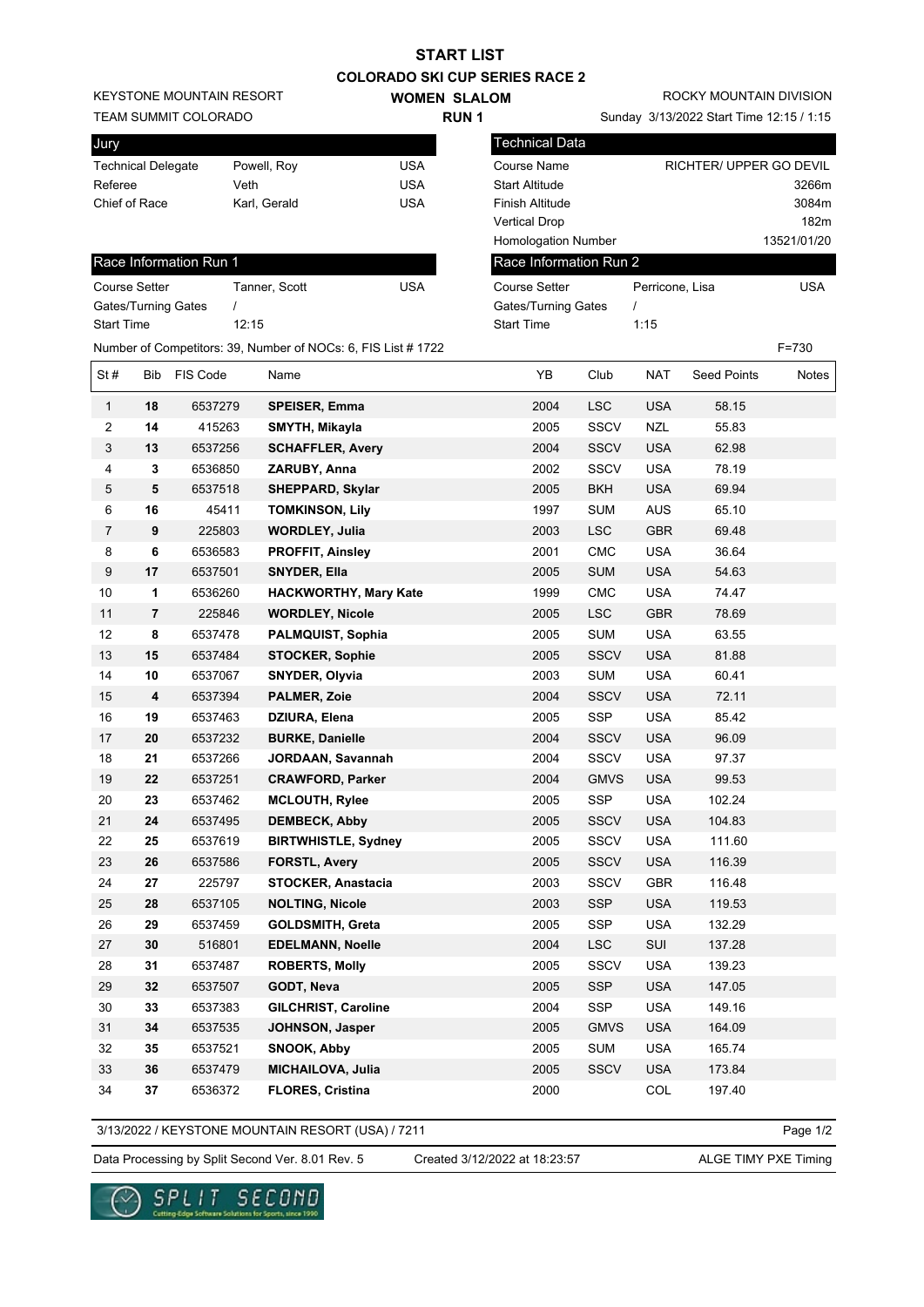# START LIST

## COLORADO SKI CUP SERIES RACE 2

KEYSTONE MOUNTAIN RESORT
TEAM SUMMIT COLORADO

**WOMEN SLALOM**
**RUN 1**

ROCKY MOUNTAIN DIVISION
Sunday 3/13/2022 Start Time 12:15 / 1:15

| Jury | | |
|---|---|---|
| Technical Delegate | Powell, Roy | USA |
| Referee | Veth | USA |
| Chief of Race | Karl, Gerald | USA |

| Technical Data | |
|---|---|
| Course Name | RICHTER/ UPPER GO DEVIL |
| Start Altitude | 3266m |
| Finish Altitude | 3084m |
| Vertical Drop | 182m |
| Homologation Number | 13521/01/20 |

| Race Information Run 1 | | |
|---|---|---|
| Course Setter | Tanner, Scott | USA |
| Gates/Turning Gates | / | |
| Start Time | 12:15 | |

| Race Information Run 2 | | |
|---|---|---|
| Course Setter | Perricone, Lisa | USA |
| Gates/Turning Gates | / | |
| Start Time | 1:15 | |

Number of Competitors: 39, Number of NOCs: 6, FIS List # 1722 F=730

| St # | Bib | FIS Code | Name | YB | Club | NAT | Seed Points | Notes |
|---|---|---|---|---|---|---|---|---|
| 1 | **18** | 6537279 | **SPEISER, Emma** | 2004 | LSC | USA | 58.15 | |
| 2 | **14** | 415263 | **SMYTH, Mikayla** | 2005 | SSCV | NZL | 55.83 | |
| 3 | **13** | 6537256 | **SCHAFFLER, Avery** | 2004 | SSCV | USA | 62.98 | |
| 4 | **3** | 6536850 | **ZARUBY, Anna** | 2002 | SSCV | USA | 78.19 | |
| 5 | **5** | 6537518 | **SHEPPARD, Skylar** | 2005 | BKH | USA | 69.94 | |
| 6 | **16** | 45411 | **TOMKINSON, Lily** | 1997 | SUM | AUS | 65.10 | |
| 7 | **9** | 225803 | **WORDLEY, Julia** | 2003 | LSC | GBR | 69.48 | |
| 8 | **6** | 6536583 | **PROFFIT, Ainsley** | 2001 | CMC | USA | 36.64 | |
| 9 | **17** | 6537501 | **SNYDER, Ella** | 2005 | SUM | USA | 54.63 | |
| 10 | **1** | 6536260 | **HACKWORTHY, Mary Kate** | 1999 | CMC | USA | 74.47 | |
| 11 | **7** | 225846 | **WORDLEY, Nicole** | 2005 | LSC | GBR | 78.69 | |
| 12 | **8** | 6537478 | **PALMQUIST, Sophia** | 2005 | SUM | USA | 63.55 | |
| 13 | **15** | 6537484 | **STOCKER, Sophie** | 2005 | SSCV | USA | 81.88 | |
| 14 | **10** | 6537067 | **SNYDER, Olyvia** | 2003 | SUM | USA | 60.41 | |
| 15 | **4** | 6537394 | **PALMER, Zoie** | 2004 | SSCV | USA | 72.11 | |
| 16 | **19** | 6537463 | **DZIURA, Elena** | 2005 | SSP | USA | 85.42 | |
| 17 | **20** | 6537232 | **BURKE, Danielle** | 2004 | SSCV | USA | 96.09 | |
| 18 | **21** | 6537266 | **JORDAAN, Savannah** | 2004 | SSCV | USA | 97.37 | |
| 19 | **22** | 6537251 | **CRAWFORD, Parker** | 2004 | GMVS | USA | 99.53 | |
| 20 | **23** | 6537462 | **MCLOUTH, Rylee** | 2005 | SSP | USA | 102.24 | |
| 21 | **24** | 6537495 | **DEMBECK, Abby** | 2005 | SSCV | USA | 104.83 | |
| 22 | **25** | 6537619 | **BIRTWHISTLE, Sydney** | 2005 | SSCV | USA | 111.60 | |
| 23 | **26** | 6537586 | **FORSTL, Avery** | 2005 | SSCV | USA | 116.39 | |
| 24 | **27** | 225797 | **STOCKER, Anastacia** | 2003 | SSCV | GBR | 116.48 | |
| 25 | **28** | 6537105 | **NOLTING, Nicole** | 2003 | SSP | USA | 119.53 | |
| 26 | **29** | 6537459 | **GOLDSMITH, Greta** | 2005 | SSP | USA | 132.29 | |
| 27 | **30** | 516801 | **EDELMANN, Noelle** | 2004 | LSC | SUI | 137.28 | |
| 28 | **31** | 6537487 | **ROBERTS, Molly** | 2005 | SSCV | USA | 139.23 | |
| 29 | **32** | 6537507 | **GODT, Neva** | 2005 | SSP | USA | 147.05 | |
| 30 | **33** | 6537383 | **GILCHRIST, Caroline** | 2004 | SSP | USA | 149.16 | |
| 31 | **34** | 6537535 | **JOHNSON, Jasper** | 2005 | GMVS | USA | 164.09 | |
| 32 | **35** | 6537521 | **SNOOK, Abby** | 2005 | SUM | USA | 165.74 | |
| 33 | **36** | 6537479 | **MICHAILOVA, Julia** | 2005 | SSCV | USA | 173.84 | |
| 34 | **37** | 6536372 | **FLORES, Cristina** | 2000 | | COL | 197.40 | |

3/13/2022 / KEYSTONE MOUNTAIN RESORT (USA) / 7211

Data Processing by Split Second Ver. 8.01 Rev. 5 Created 3/12/2022 at 18:23:57 ALGE TIMY PXE Timing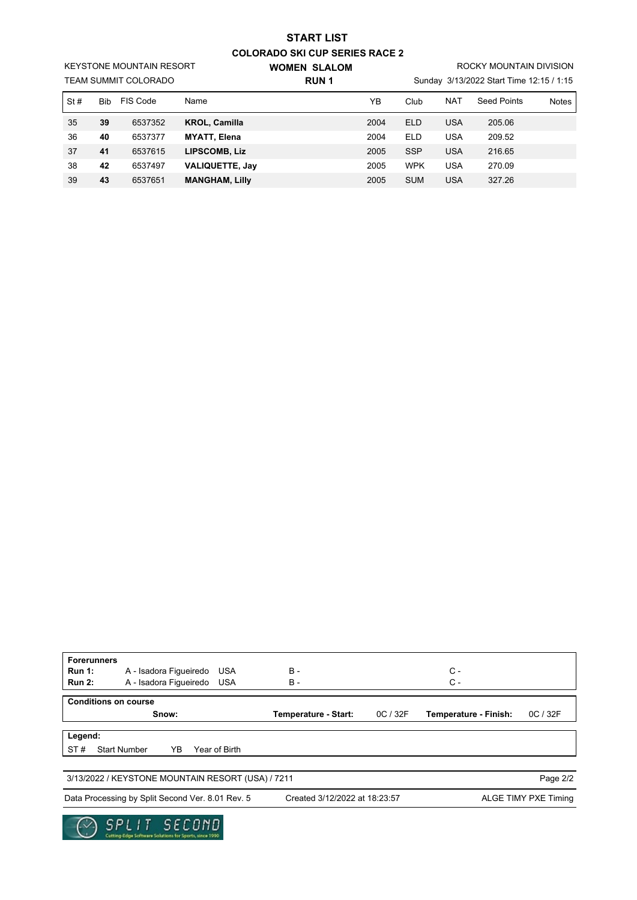# START LIST

## COLORADO SKI CUP SERIES RACE 2

KEYSTONE MOUNTAIN RESORT
TEAM SUMMIT COLORADO

**WOMEN SLALOM**
**RUN 1**

ROCKY MOUNTAIN DIVISION
Sunday 3/13/2022 Start Time 12:15 / 1:15

| St # | Bib | FIS Code | Name | YB | Club | NAT | Seed Points | Notes |
|---|---|---|---|---|---|---|---|---|
| 35 | **39** | 6537352 | **KROL, Camilla** | 2004 | ELD | USA | 205.06 | |
| 36 | **40** | 6537377 | **MYATT, Elena** | 2004 | ELD | USA | 209.52 | |
| 37 | **41** | 6537615 | **LIPSCOMB, Liz** | 2005 | SSP | USA | 216.65 | |
| 38 | **42** | 6537497 | **VALIQUETTE, Jay** | 2005 | WPK | USA | 270.09 | |
| 39 | **43** | 6537651 | **MANGHAM, Lilly** | 2005 | SUM | USA | 327.26 | |

**Forerunners**

| | | | | |
|---|---|---|---|---|
| **Run 1:** | A - Isadora Figueiredo | USA | B - | C - |
| **Run 2:** | A - Isadora Figueiredo | USA | B - | C - |

**Conditions on course**

| | | | | |
|---|---|---|---|---|
| **Snow:** | **Temperature - Start:** | 0C / 32F | **Temperature - Finish:** | 0C / 32F |

**Legend:**

ST # Start Number   YB Year of Birth

3/13/2022 / KEYSTONE MOUNTAIN RESORT (USA) / 7211

Data Processing by Split Second Ver. 8.01 Rev. 5   Created 3/12/2022 at 18:23:57   ALGE TIMY PXE Timing

SPLIT SECOND
Cutting-Edge Software Solutions for Sports, since 1990